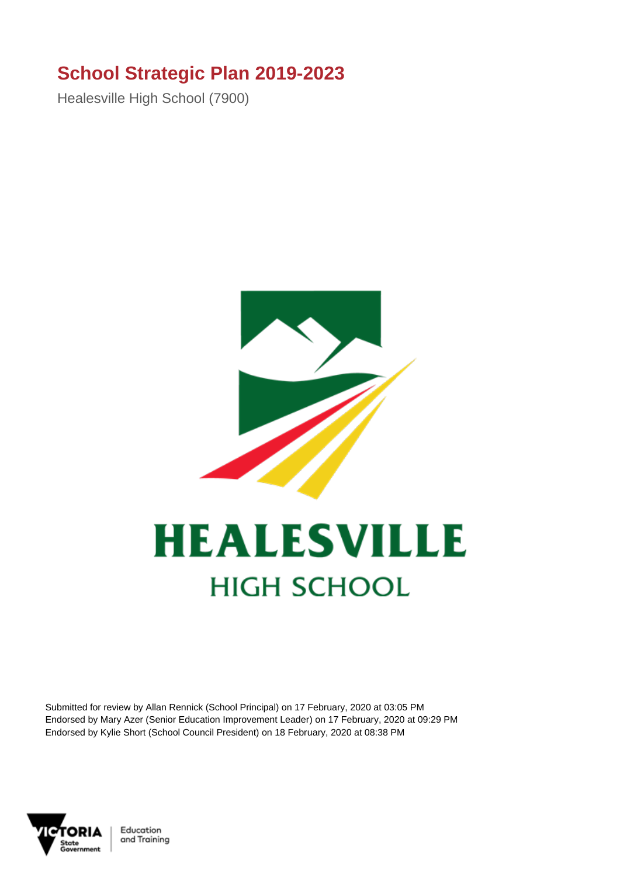# School Strategic Plan 2019-2023

Healesville High School (7900)

HEALESVILLE
HIGH SCHOOL

Submitted for review by Allan Rennick (School Principal) on 17 February, 2020 at 03:05 PM
Endorsed by Mary Azer (Senior Education Improvement Leader) on 17 February, 2020 at 09:29 PM
Endorsed by Kylie Short (School Council President) on 18 February, 2020 at 08:38 PM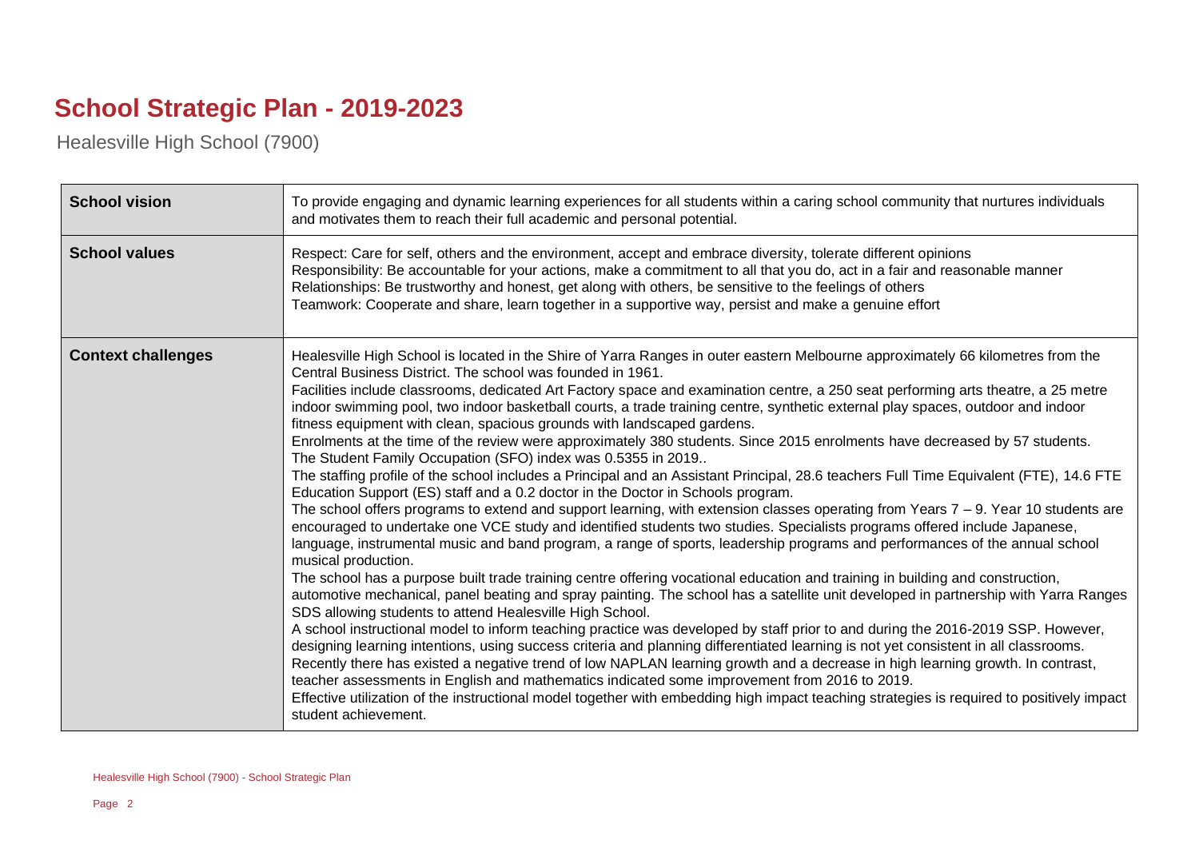# School Strategic Plan - 2019-2023

Healesville High School (7900)

| | |
|---|---|
| **School vision** | To provide engaging and dynamic learning experiences for all students within a caring school community that nurtures individuals and motivates them to reach their full academic and personal potential. |
| **School values** | Respect: Care for self, others and the environment, accept and embrace diversity, tolerate different opinions<br>Responsibility: Be accountable for your actions, make a commitment to all that you do, act in a fair and reasonable manner<br>Relationships: Be trustworthy and honest, get along with others, be sensitive to the feelings of others<br>Teamwork: Cooperate and share, learn together in a supportive way, persist and make a genuine effort |
| **Context challenges** | Healesville High School is located in the Shire of Yarra Ranges in outer eastern Melbourne approximately 66 kilometres from the Central Business District. The school was founded in 1961.<br>Facilities include classrooms, dedicated Art Factory space and examination centre, a 250 seat performing arts theatre, a 25 metre indoor swimming pool, two indoor basketball courts, a trade training centre, synthetic external play spaces, outdoor and indoor fitness equipment with clean, spacious grounds with landscaped gardens.<br>Enrolments at the time of the review were approximately 380 students. Since 2015 enrolments have decreased by 57 students. The Student Family Occupation (SFO) index was 0.5355 in 2019..<br>The staffing profile of the school includes a Principal and an Assistant Principal, 28.6 teachers Full Time Equivalent (FTE), 14.6 FTE Education Support (ES) staff and a 0.2 doctor in the Doctor in Schools program.<br>The school offers programs to extend and support learning, with extension classes operating from Years 7 – 9. Year 10 students are encouraged to undertake one VCE study and identified students two studies. Specialists programs offered include Japanese, language, instrumental music and band program, a range of sports, leadership programs and performances of the annual school musical production.<br>The school has a purpose built trade training centre offering vocational education and training in building and construction, automotive mechanical, panel beating and spray painting. The school has a satellite unit developed in partnership with Yarra Ranges SDS allowing students to attend Healesville High School.<br>A school instructional model to inform teaching practice was developed by staff prior to and during the 2016-2019 SSP. However, designing learning intentions, using success criteria and planning differentiated learning is not yet consistent in all classrooms.<br>Recently there has existed a negative trend of low NAPLAN learning growth and a decrease in high learning growth. In contrast, teacher assessments in English and mathematics indicated some improvement from 2016 to 2019.<br>Effective utilization of the instructional model together with embedding high impact teaching strategies is required to positively impact student achievement. |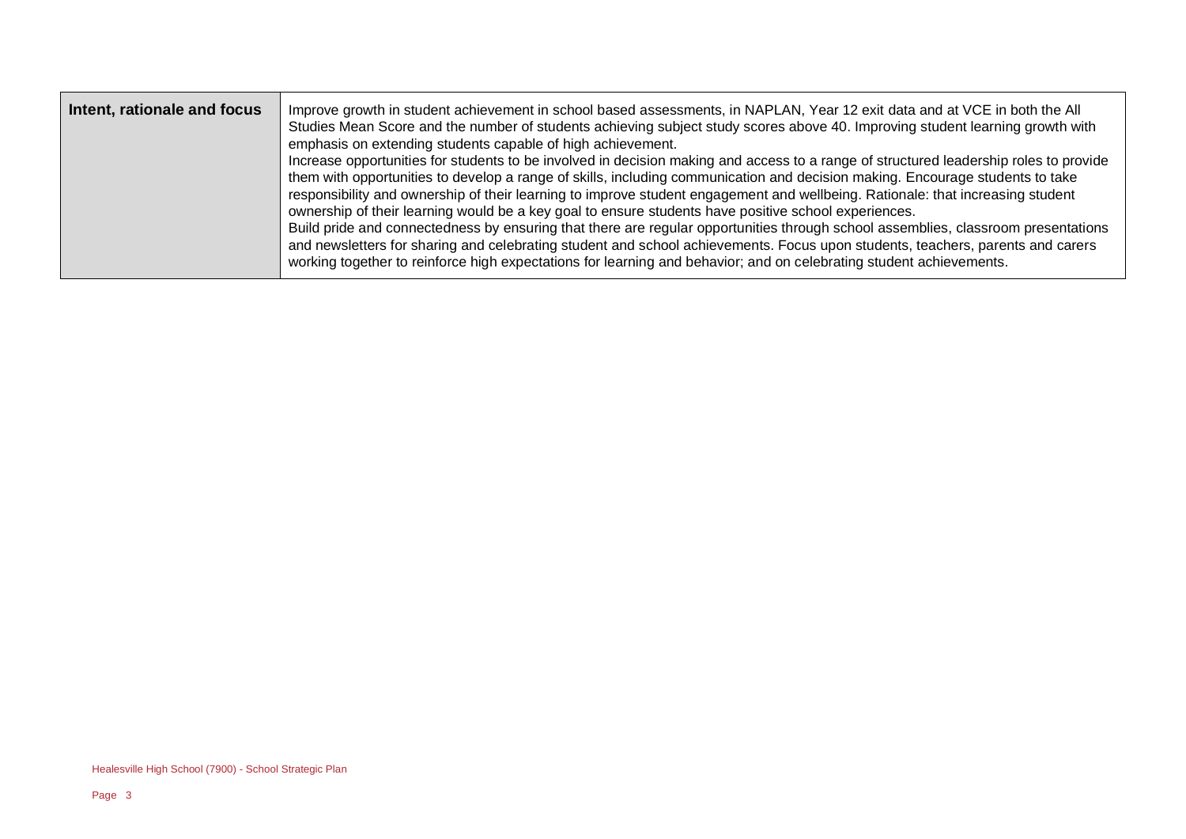| Intent, rationale and focus | Improve growth in student achievement in school based assessments, in NAPLAN, Year 12 exit data and at VCE in both the All Studies Mean Score and the number of students achieving subject study scores above 40. Improving student learning growth with emphasis on extending students capable of high achievement.<br>Increase opportunities for students to be involved in decision making and access to a range of structured leadership roles to provide them with opportunities to develop a range of skills, including communication and decision making. Encourage students to take responsibility and ownership of their learning to improve student engagement and wellbeing. Rationale: that increasing student ownership of their learning would be a key goal to ensure students have positive school experiences.<br>Build pride and connectedness by ensuring that there are regular opportunities through school assemblies, classroom presentations and newsletters for sharing and celebrating student and school achievements. Focus upon students, teachers, parents and carers working together to reinforce high expectations for learning and behavior; and on celebrating student achievements. |
|---|---|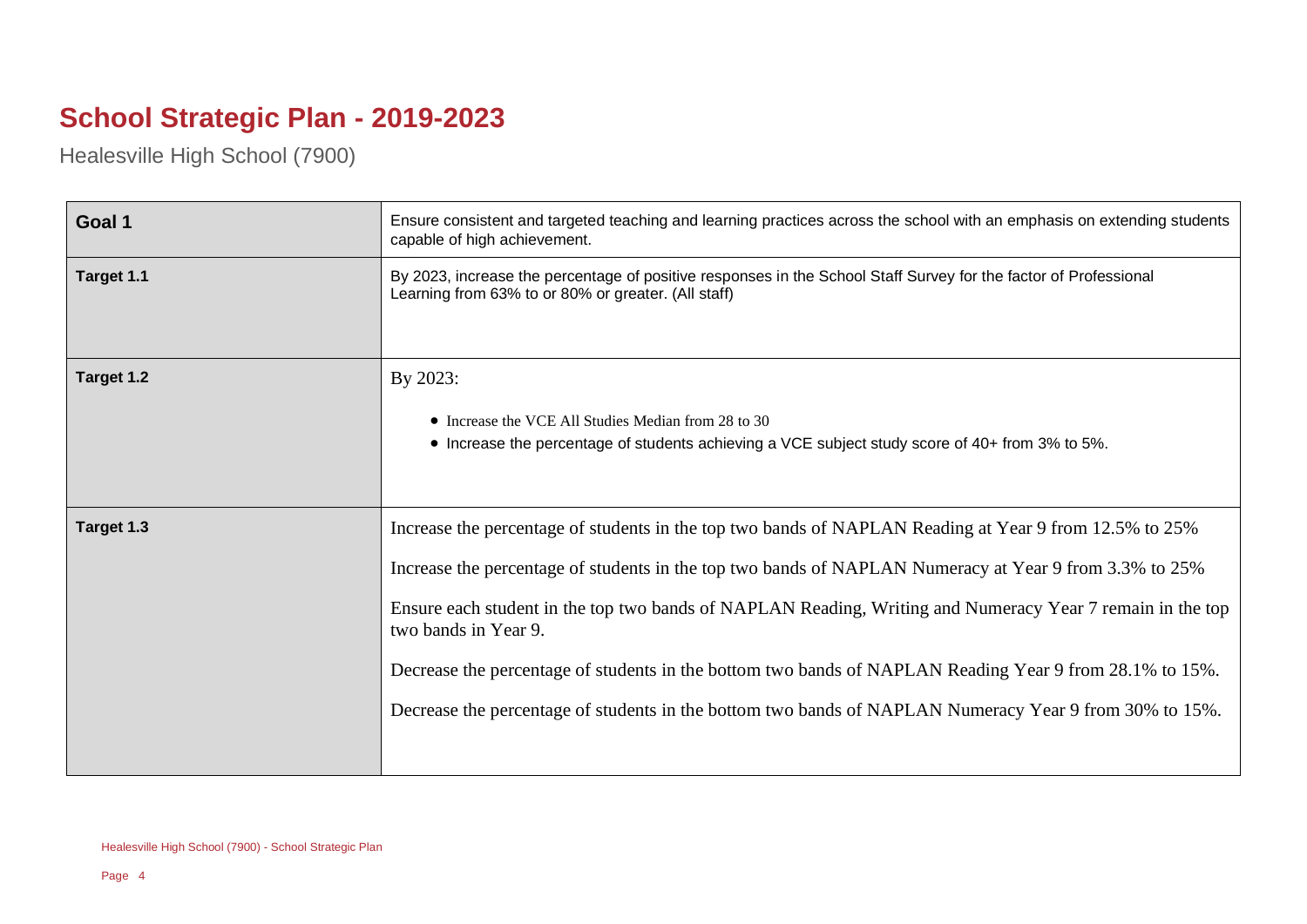# School Strategic Plan - 2019-2023

Healesville High School (7900)

| Goal 1 | Ensure consistent and targeted teaching and learning practices across the school with an emphasis on extending students capable of high achievement. |
| --- | --- |
| Target 1.1 | By 2023, increase the percentage of positive responses in the School Staff Survey for the factor of Professional Learning from 63% to or 80% or greater. (All staff) |
| Target 1.2 | By 2023:<br>• Increase the VCE All Studies Median from 28 to 30<br>• Increase the percentage of students achieving a VCE subject study score of 40+ from 3% to 5%. |
| Target 1.3 | Increase the percentage of students in the top two bands of NAPLAN Reading at Year 9 from 12.5% to 25%<br><br>Increase the percentage of students in the top two bands of NAPLAN Numeracy at Year 9 from 3.3% to 25%<br><br>Ensure each student in the top two bands of NAPLAN Reading, Writing and Numeracy Year 7 remain in the top two bands in Year 9.<br><br>Decrease the percentage of students in the bottom two bands of NAPLAN Reading Year 9 from 28.1% to 15%.<br><br>Decrease the percentage of students in the bottom two bands of NAPLAN Numeracy Year 9 from 30% to 15%. |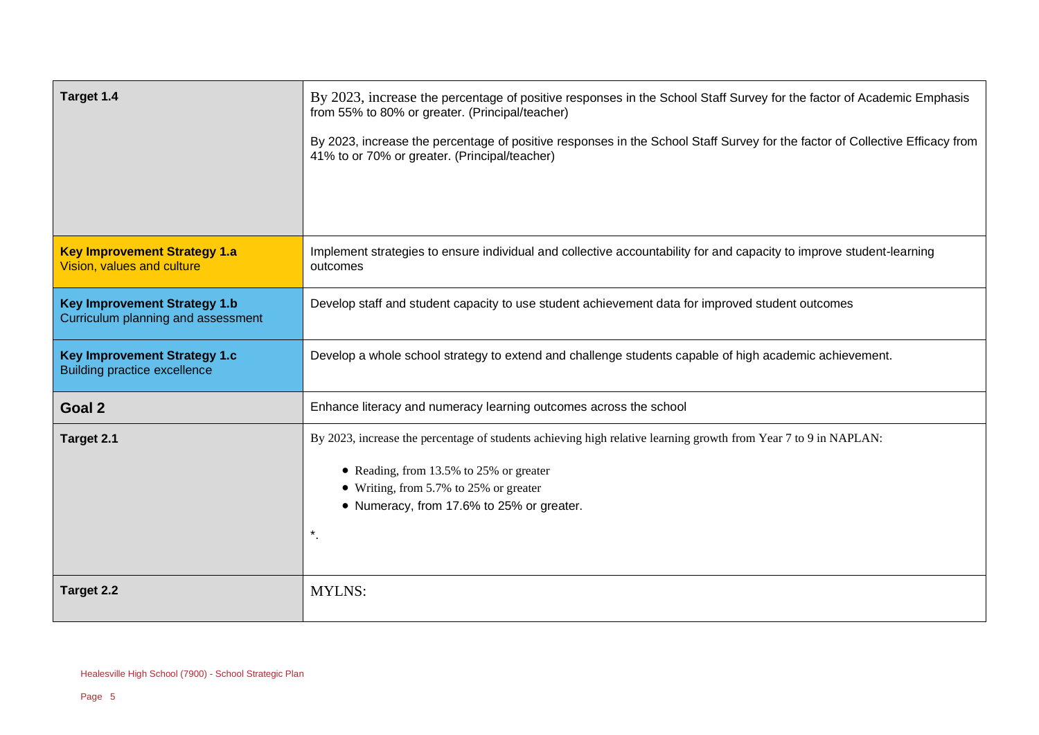| | |
|---|---|
| **Target 1.4** | By 2023, increase the percentage of positive responses in the School Staff Survey for the factor of Academic Emphasis from 55% to 80% or greater. (Principal/teacher)<br><br>By 2023, increase the percentage of positive responses in the School Staff Survey for the factor of Collective Efficacy from 41% to or 70% or greater. (Principal/teacher) |
| **Key Improvement Strategy 1.a**<br>Vision, values and culture | Implement strategies to ensure individual and collective accountability for and capacity to improve student-learning outcomes |
| **Key Improvement Strategy 1.b**<br>Curriculum planning and assessment | Develop staff and student capacity to use student achievement data for improved student outcomes |
| **Key Improvement Strategy 1.c**<br>Building practice excellence | Develop a whole school strategy to extend and challenge students capable of high academic achievement. |
| **Goal 2** | Enhance literacy and numeracy learning outcomes across the school |
| **Target 2.1** | By 2023, increase the percentage of students achieving high relative learning growth from Year 7 to 9 in NAPLAN:<br><br>• Reading, from 13.5% to 25% or greater<br>• Writing, from 5.7% to 25% or greater<br>• Numeracy, from 17.6% to 25% or greater.<br><br>*. |
| **Target 2.2** | MYLNS: |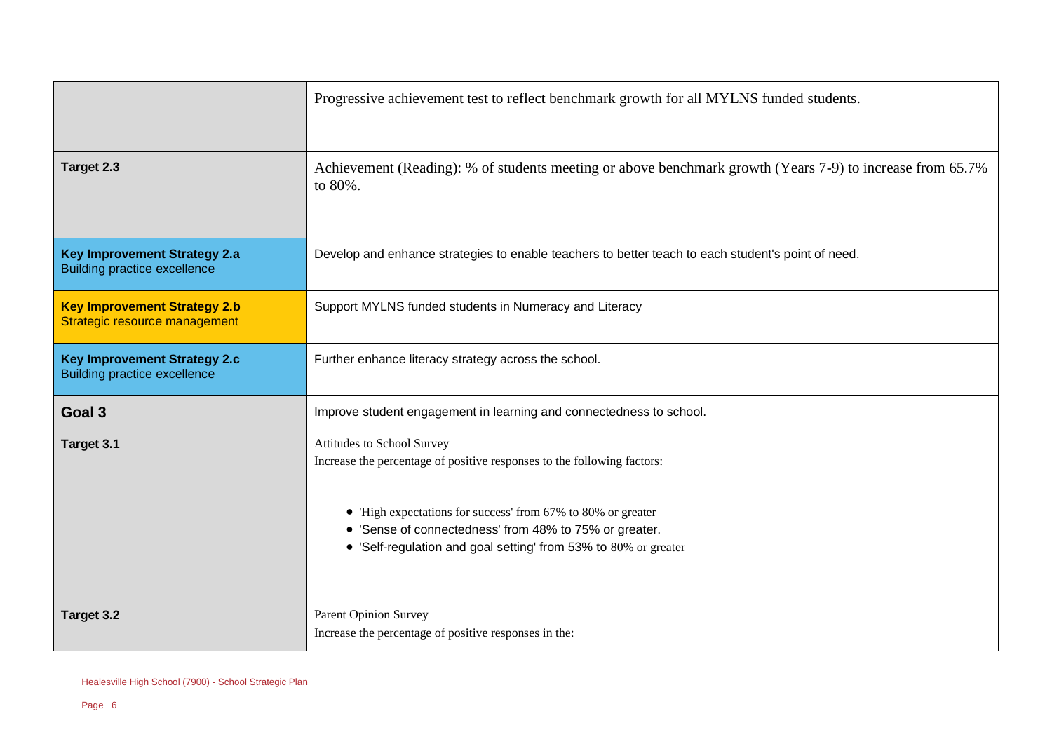| | |
|---|---|
| | Progressive achievement test to reflect benchmark growth for all MYLNS funded students. |
| **Target 2.3** | Achievement (Reading): % of students meeting or above benchmark growth (Years 7-9) to increase from 65.7% to 80%. |
| **Key Improvement Strategy 2.a**<br>Building practice excellence | Develop and enhance strategies to enable teachers to better teach to each student's point of need. |
| **Key Improvement Strategy 2.b**<br>Strategic resource management | Support MYLNS funded students in Numeracy and Literacy |
| **Key Improvement Strategy 2.c**<br>Building practice excellence | Further enhance literacy strategy across the school. |
| **Goal 3** | Improve student engagement in learning and connectedness to school. |
| **Target 3.1** | Attitudes to School Survey<br>Increase the percentage of positive responses to the following factors:<br><br>• 'High expectations for success' from 67% to 80% or greater<br>• 'Sense of connectedness' from 48% to 75% or greater.<br>• 'Self-regulation and goal setting' from 53% to 80% or greater |
| **Target 3.2** | Parent Opinion Survey<br>Increase the percentage of positive responses in the: |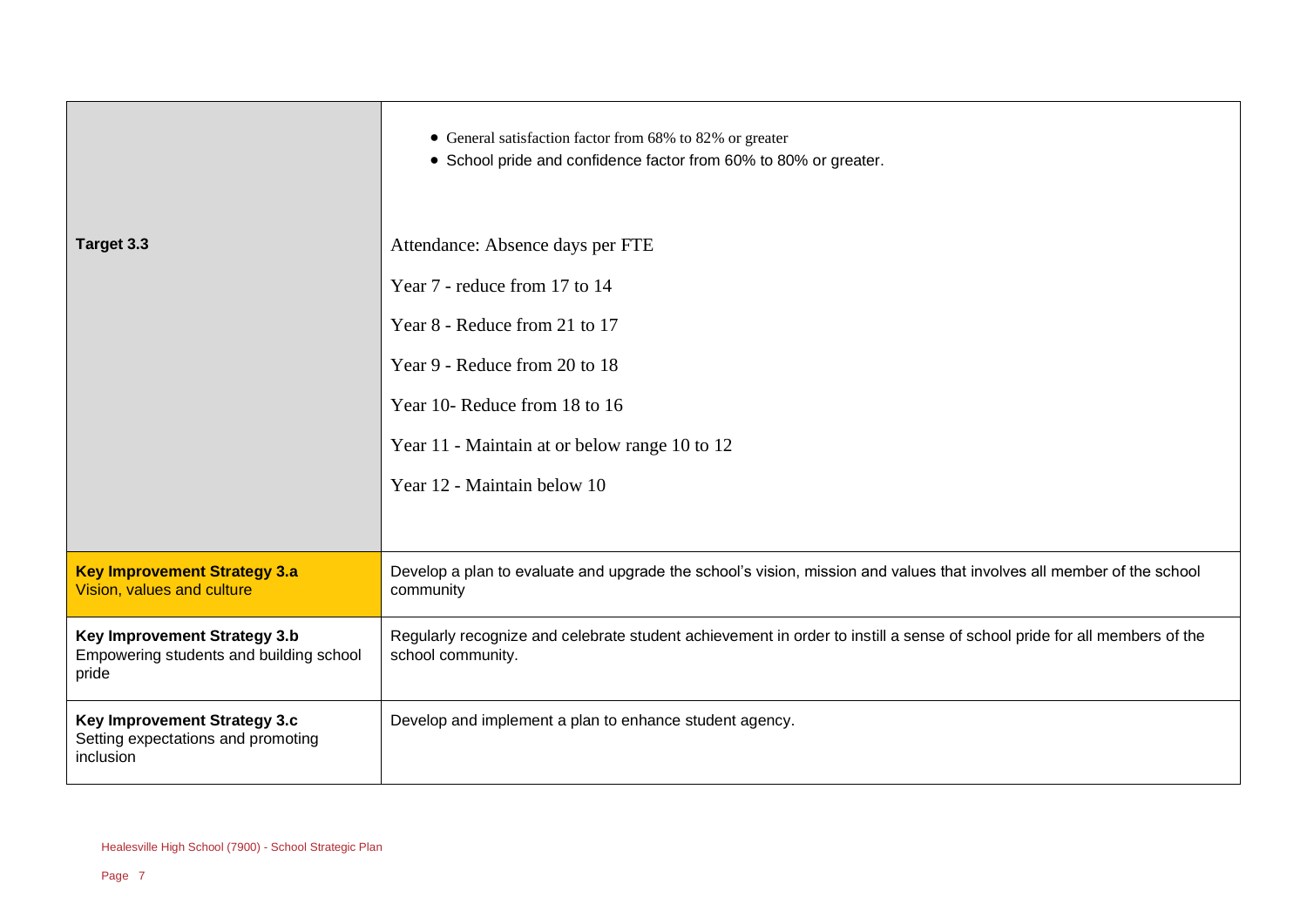| | |
|---|---|
| | • General satisfaction factor from 68% to 82% or greater<br>• School pride and confidence factor from 60% to 80% or greater. |
| **Target 3.3** | Attendance: Absence days per FTE<br><br>Year 7 - reduce from 17 to 14<br><br>Year 8 - Reduce from 21 to 17<br><br>Year 9 - Reduce from 20 to 18<br><br>Year 10- Reduce from 18 to 16<br><br>Year 11 - Maintain at or below range 10 to 12<br><br>Year 12 - Maintain below 10 |
| **Key Improvement Strategy 3.a**<br>Vision, values and culture | Develop a plan to evaluate and upgrade the school's vision, mission and values that involves all member of the school community |
| **Key Improvement Strategy 3.b**<br>Empowering students and building school pride | Regularly recognize and celebrate student achievement in order to instill a sense of school pride for all members of the school community. |
| **Key Improvement Strategy 3.c**<br>Setting expectations and promoting inclusion | Develop and implement a plan to enhance student agency. |